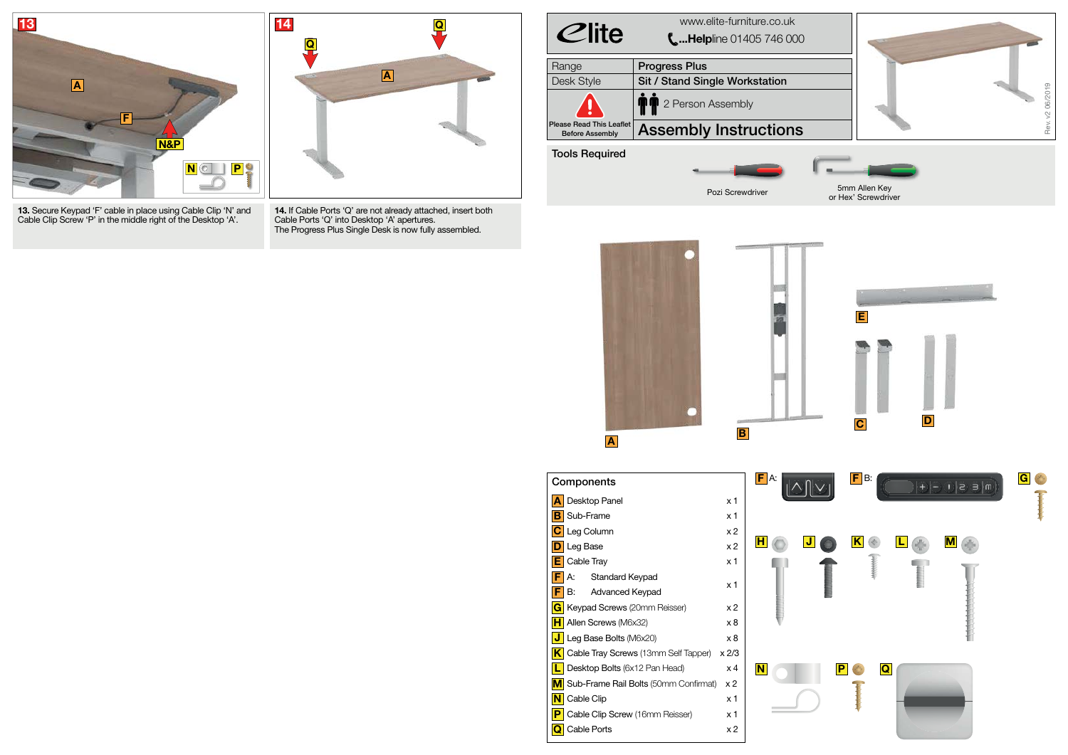**13.** Secure Keypad 'F' cable in place using Cable Clip 'N' and Cable Clip Screw 'P' in the middle right of the Desktop 'A'.

**14.** If Cable Ports 'Q' are not already attached, insert both Cable Ports 'Q' into Desktop 'A' apertures.
The Progress Plus Single Desk is now fully assembled.

# Elite

www.elite-furniture.co.uk
**Help**line 01405 746 000

| Range | **Progress Plus** |
|---|---|
| Desk Style | **Sit / Stand Single Workstation** |
| Please Read This Leaflet Before Assembly | 2 Person Assembly |
| | **Assembly Instructions** |

Rev. v2 06/2019

## Tools Required

- Pozi Screwdriver
- 5mm Allen Key or Hex' Screwdriver

## Components

| | Component | Qty |
|---|---|---|
| A | Desktop Panel | x 1 |
| B | Sub-Frame | x 1 |
| C | Leg Column | x 2 |
| D | Leg Base | x 2 |
| E | Cable Tray | x 1 |
| F | A: Standard Keypad | x 1 |
| F | B: Advanced Keypad | |
| G | Keypad Screws (20mm Reisser) | x 2 |
| H | Allen Screws (M6x32) | x 8 |
| J | Leg Base Bolts (M6x20) | x 8 |
| K | Cable Tray Screws (13mm Self Tapper) | x 2/3 |
| L | Desktop Bolts (6x12 Pan Head) | x 4 |
| M | Sub-Frame Rail Bolts (50mm Confirmat) | x 2 |
| N | Cable Clip | x 1 |
| P | Cable Clip Screw (16mm Reisser) | x 1 |
| Q | Cable Ports | x 2 |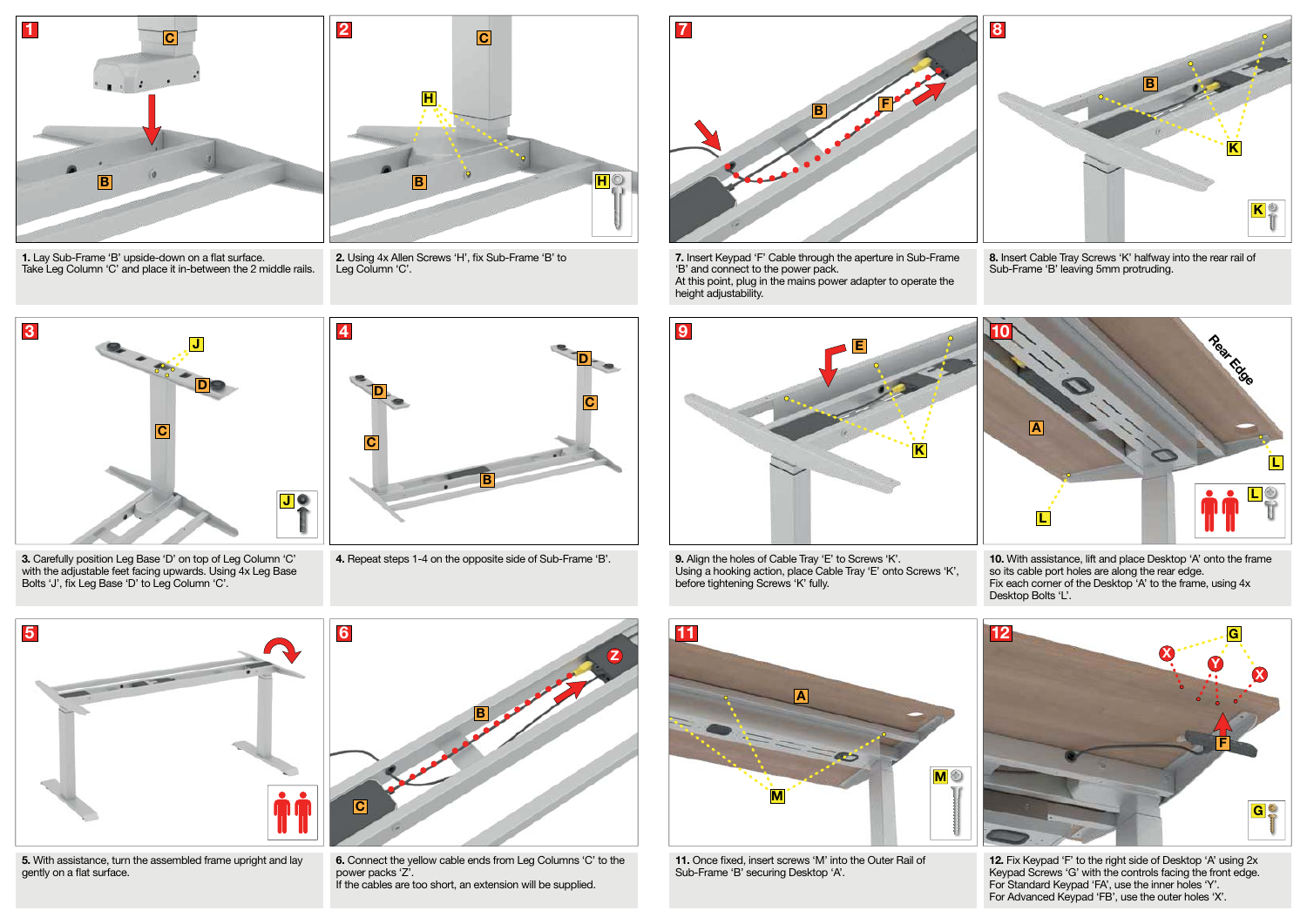1. Lay Sub-Frame 'B' upside-down on a flat surface.
Take Leg Column 'C' and place it in-between the 2 middle rails.

2. Using 4x Allen Screws 'H', fix Sub-Frame 'B' to Leg Column 'C'.

3. Carefully position Leg Base 'D' on top of Leg Column 'C' with the adjustable feet facing upwards. Using 4x Leg Base Bolts 'J', fix Leg Base 'D' to Leg Column 'C'.

4. Repeat steps 1-4 on the opposite side of Sub-Frame 'B'.

5. With assistance, turn the assembled frame upright and lay gently on a flat surface.

6. Connect the yellow cable ends from Leg Columns 'C' to the power packs 'Z'.
If the cables are too short, an extension will be supplied.

7. Insert Keypad 'F' Cable through the aperture in Sub-Frame 'B' and connect to the power pack.
At this point, plug in the mains power adapter to operate the height adjustability.

8. Insert Cable Tray Screws 'K' halfway into the rear rail of Sub-Frame 'B' leaving 5mm protruding.

9. Align the holes of Cable Tray 'E' to Screws 'K'.
Using a hooking action, place Cable Tray 'E' onto Screws 'K', before tightening Screws 'K' fully.

10. With assistance, lift and place Desktop 'A' onto the frame so its cable port holes are along the rear edge.
Fix each corner of the Desktop 'A' to the frame, using 4x Desktop Bolts 'L'.

11. Once fixed, insert screws 'M' into the Outer Rail of Sub-Frame 'B' securing Desktop 'A'.

12. Fix Keypad 'F' to the right side of Desktop 'A' using 2x Keypad Screws 'G' with the controls facing the front edge.
For Standard Keypad 'FA', use the inner holes 'Y'.
For Advanced Keypad 'FB', use the outer holes 'X'.